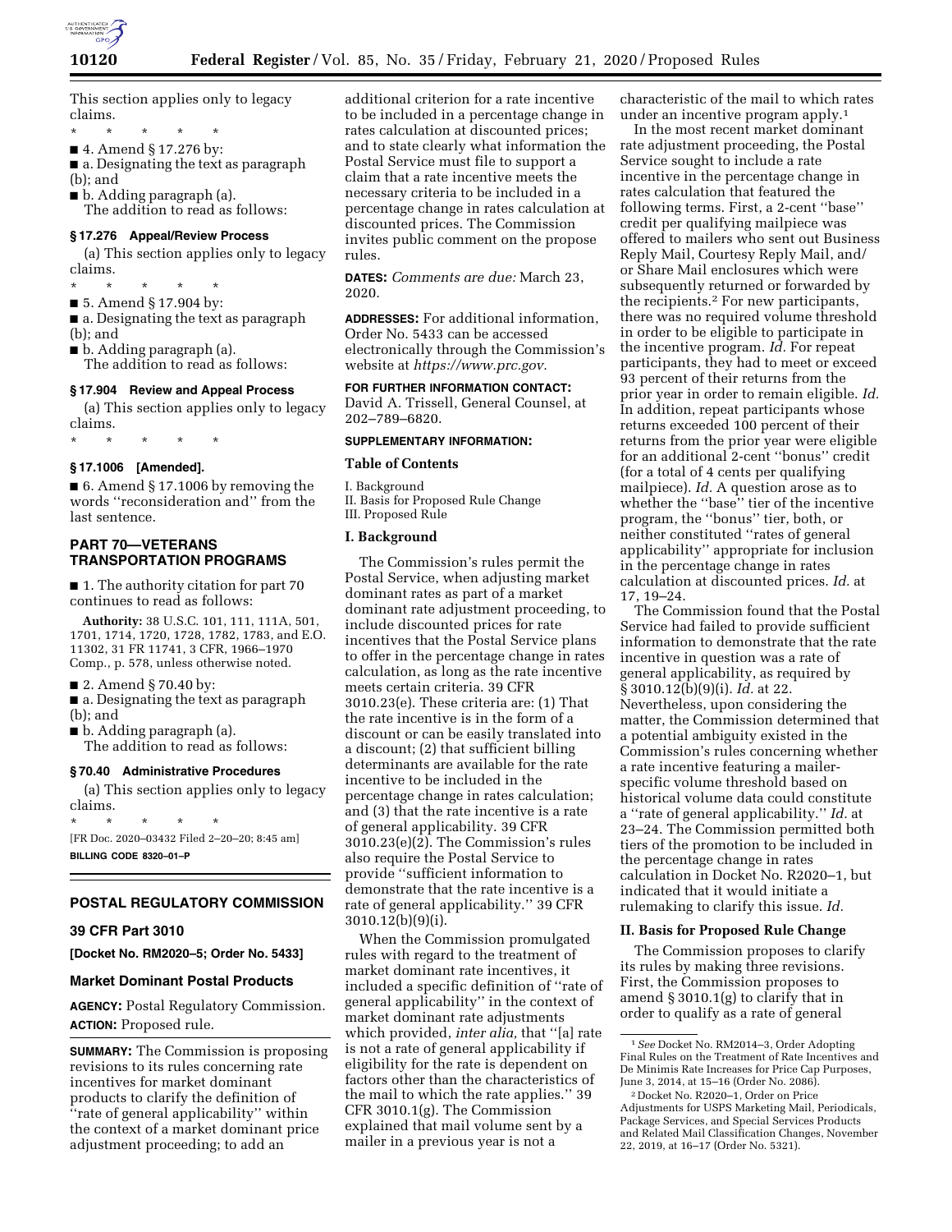This section applies only to legacy claims.

\* \* \* \* \*

■ 4. Amend § 17.276 by:

■ a. Designating the text as paragraph (b); and

■ b. Adding paragraph (a).

The addition to read as follows:

### § 17.276 Appeal/Review Process

(a) This section applies only to legacy claims.

\* \* \* \* \*

■ 5. Amend § 17.904 by:

■ a. Designating the text as paragraph (b); and

■ b. Adding paragraph (a).

The addition to read as follows:

### § 17.904 Review and Appeal Process

(a) This section applies only to legacy claims.

\* \* \* \* \*

### § 17.1006 [Amended].

■ 6. Amend § 17.1006 by removing the words "reconsideration and" from the last sentence.

## PART 70—VETERANS TRANSPORTATION PROGRAMS

■ 1. The authority citation for part 70 continues to read as follows:

**Authority:** 38 U.S.C. 101, 111, 111A, 501, 1701, 1714, 1720, 1728, 1782, 1783, and E.O. 11302, 31 FR 11741, 3 CFR, 1966–1970 Comp., p. 578, unless otherwise noted.

■ 2. Amend § 70.40 by:

■ a. Designating the text as paragraph (b); and

■ b. Adding paragraph (a).

The addition to read as follows:

### § 70.40 Administrative Procedures

(a) This section applies only to legacy claims.

\* \* \* \* \*

[FR Doc. 2020–03432 Filed 2–20–20; 8:45 am]

**BILLING CODE 8320–01–P**

---

## POSTAL REGULATORY COMMISSION

### 39 CFR Part 3010

**[Docket No. RM2020–5; Order No. 5433]**

### Market Dominant Postal Products

**AGENCY:** Postal Regulatory Commission.

**ACTION:** Proposed rule.

**SUMMARY:** The Commission is proposing revisions to its rules concerning rate incentives for market dominant products to clarify the definition of "rate of general applicability" within the context of a market dominant price adjustment proceeding; to add an additional criterion for a rate incentive to be included in a percentage change in rates calculation at discounted prices; and to state clearly what information the Postal Service must file to support a claim that a rate incentive meets the necessary criteria to be included in a percentage change in rates calculation at discounted prices. The Commission invites public comment on the propose rules.

**DATES:** *Comments are due:* March 23, 2020.

**ADDRESSES:** For additional information, Order No. 5433 can be accessed electronically through the Commission's website at *https://www.prc.gov.*

**FOR FURTHER INFORMATION CONTACT:** David A. Trissell, General Counsel, at 202–789–6820.

**SUPPLEMENTARY INFORMATION:**

### Table of Contents

I. Background
II. Basis for Proposed Rule Change
III. Proposed Rule

### I. Background

The Commission's rules permit the Postal Service, when adjusting market dominant rates as part of a market dominant rate adjustment proceeding, to include discounted prices for rate incentives that the Postal Service plans to offer in the percentage change in rates calculation, as long as the rate incentive meets certain criteria. 39 CFR 3010.23(e). These criteria are: (1) That the rate incentive is in the form of a discount or can be easily translated into a discount; (2) that sufficient billing determinants are available for the rate incentive to be included in the percentage change in rates calculation; and (3) that the rate incentive is a rate of general applicability. 39 CFR 3010.23(e)(2). The Commission's rules also require the Postal Service to provide "sufficient information to demonstrate that the rate incentive is a rate of general applicability." 39 CFR 3010.12(b)(9)(i).

When the Commission promulgated rules with regard to the treatment of market dominant rate incentives, it included a specific definition of "rate of general applicability" in the context of market dominant rate adjustments which provided, *inter alia,* that "[a] rate is not a rate of general applicability if eligibility for the rate is dependent on factors other than the characteristics of the mail to which the rate applies." 39 CFR 3010.1(g). The Commission explained that mail volume sent by a mailer in a previous year is not a characteristic of the mail to which rates under an incentive program apply.[1]

In the most recent market dominant rate adjustment proceeding, the Postal Service sought to include a rate incentive in the percentage change in rates calculation that featured the following terms. First, a 2-cent "base" credit per qualifying mailpiece was offered to mailers who sent out Business Reply Mail, Courtesy Reply Mail, and/or Share Mail enclosures which were subsequently returned or forwarded by the recipients.[2] For new participants, there was no required volume threshold in order to be eligible to participate in the incentive program. *Id.* For repeat participants, they had to meet or exceed 93 percent of their returns from the prior year in order to remain eligible. *Id.* In addition, repeat participants whose returns exceeded 100 percent of their returns from the prior year were eligible for an additional 2-cent "bonus" credit (for a total of 4 cents per qualifying mailpiece). *Id.* A question arose as to whether the "base" tier of the incentive program, the "bonus" tier, both, or neither constituted "rates of general applicability" appropriate for inclusion in the percentage change in rates calculation at discounted prices. *Id.* at 17, 19–24.

The Commission found that the Postal Service had failed to provide sufficient information to demonstrate that the rate incentive in question was a rate of general applicability, as required by § 3010.12(b)(9)(i). *Id.* at 22. Nevertheless, upon considering the matter, the Commission determined that a potential ambiguity existed in the Commission's rules concerning whether a rate incentive featuring a mailer-specific volume threshold based on historical volume data could constitute a "rate of general applicability." *Id.* at 23–24. The Commission permitted both tiers of the promotion to be included in the percentage change in rates calculation in Docket No. R2020–1, but indicated that it would initiate a rulemaking to clarify this issue. *Id.*

### II. Basis for Proposed Rule Change

The Commission proposes to clarify its rules by making three revisions. First, the Commission proposes to amend § 3010.1(g) to clarify that in order to qualify as a rate of general

---

[1] *See* Docket No. RM2014–3, Order Adopting Final Rules on the Treatment of Rate Incentives and De Minimis Rate Increases for Price Cap Purposes, June 3, 2014, at 15–16 (Order No. 2086).

[2] Docket No. R2020–1, Order on Price Adjustments for USPS Marketing Mail, Periodicals, Package Services, and Special Services Products and Related Mail Classification Changes, November 22, 2019, at 16–17 (Order No. 5321).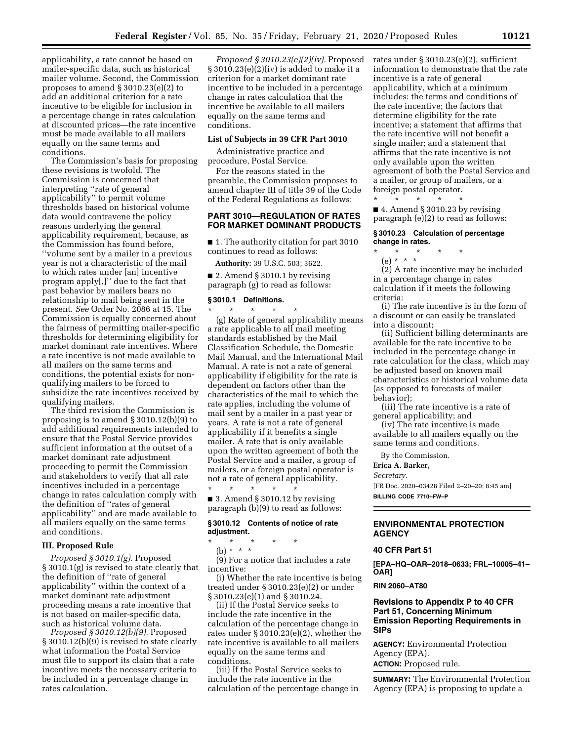applicability, a rate cannot be based on mailer-specific data, such as historical mailer volume. Second, the Commission proposes to amend § 3010.23(e)(2) to add an additional criterion for a rate incentive to be eligible for inclusion in a percentage change in rates calculation at discounted prices—the rate incentive must be made available to all mailers equally on the same terms and conditions.

The Commission's basis for proposing these revisions is twofold. The Commission is concerned that interpreting ''rate of general applicability'' to permit volume thresholds based on historical volume data would contravene the policy reasons underlying the general applicability requirement, because, as the Commission has found before, ''volume sent by a mailer in a previous year is not a characteristic of the mail to which rates under [an] incentive program apply[,]'' due to the fact that past behavior by mailers bears no relationship to mail being sent in the present. *See* Order No. 2086 at 15. The Commission is equally concerned about the fairness of permitting mailer-specific thresholds for determining eligibility for market dominant rate incentives. Where a rate incentive is not made available to all mailers on the same terms and conditions, the potential exists for non-qualifying mailers to be forced to subsidize the rate incentives received by qualifying mailers.

The third revision the Commission is proposing is to amend § 3010.12(b)(9) to add additional requirements intended to ensure that the Postal Service provides sufficient information at the outset of a market dominant rate adjustment proceeding to permit the Commission and stakeholders to verify that all rate incentives included in a percentage change in rates calculation comply with the definition of ''rates of general applicability'' and are made available to all mailers equally on the same terms and conditions.

## III. Proposed Rule

*Proposed § 3010.1(g).* Proposed § 3010.1(g) is revised to state clearly that the definition of ''rate of general applicability'' within the context of a market dominant rate adjustment proceeding means a rate incentive that is not based on mailer-specific data, such as historical volume data.

*Proposed § 3010.12(b)(9).* Proposed § 3010.12(b)(9) is revised to state clearly what information the Postal Service must file to support its claim that a rate incentive meets the necessary criteria to be included in a percentage change in rates calculation.

*Proposed § 3010.23(e)(2)(iv).* Proposed § 3010.23(e)(2)(iv) is added to make it a criterion for a market dominant rate incentive to be included in a percentage change in rates calculation that the incentive be available to all mailers equally on the same terms and conditions.

### List of Subjects in 39 CFR Part 3010

Administrative practice and procedure, Postal Service.

For the reasons stated in the preamble, the Commission proposes to amend chapter III of title 39 of the Code of the Federal Regulations as follows:

## PART 3010—REGULATION OF RATES FOR MARKET DOMINANT PRODUCTS

■ 1. The authority citation for part 3010 continues to read as follows:

**Authority:** 39 U.S.C. 503; 3622.

■ 2. Amend § 3010.1 by revising paragraph (g) to read as follows:

### § 3010.1 Definitions.

\* \* \* \* \*

(g) Rate of general applicability means a rate applicable to all mail meeting standards established by the Mail Classification Schedule, the Domestic Mail Manual, and the International Mail Manual. A rate is not a rate of general applicability if eligibility for the rate is dependent on factors other than the characteristics of the mail to which the rate applies, including the volume of mail sent by a mailer in a past year or years. A rate is not a rate of general applicability if it benefits a single mailer. A rate that is only available upon the written agreement of both the Postal Service and a mailer, a group of mailers, or a foreign postal operator is not a rate of general applicability.

\* \* \* \* \*

■ 3. Amend § 3010.12 by revising paragraph (b)(9) to read as follows:

### § 3010.12 Contents of notice of rate adjustment.

\* \* \* \* \*

(b) \* \* \*

(9) For a notice that includes a rate incentive:

(i) Whether the rate incentive is being treated under § 3010.23(e)(2) or under § 3010.23(e)(1) and § 3010.24.

(ii) If the Postal Service seeks to include the rate incentive in the calculation of the percentage change in rates under § 3010.23(e)(2), whether the rate incentive is available to all mailers equally on the same terms and conditions.

(iii) If the Postal Service seeks to include the rate incentive in the calculation of the percentage change in rates under § 3010.23(e)(2), sufficient information to demonstrate that the rate incentive is a rate of general applicability, which at a minimum includes: the terms and conditions of the rate incentive; the factors that determine eligibility for the rate incentive; a statement that affirms that the rate incentive will not benefit a single mailer; and a statement that affirms that the rate incentive is not only available upon the written agreement of both the Postal Service and a mailer, or group of mailers, or a foreign postal operator.

\* \* \* \* \*

■ 4. Amend § 3010.23 by revising paragraph (e)(2) to read as follows:

### § 3010.23 Calculation of percentage change in rates.

\* \* \* \* \*

(e) \* \* \*

(2) A rate incentive may be included in a percentage change in rates calculation if it meets the following criteria:

(i) The rate incentive is in the form of a discount or can easily be translated into a discount;

(ii) Sufficient billing determinants are available for the rate incentive to be included in the percentage change in rate calculation for the class, which may be adjusted based on known mail characteristics or historical volume data (as opposed to forecasts of mailer behavior);

(iii) The rate incentive is a rate of general applicability; and

(iv) The rate incentive is made available to all mailers equally on the same terms and conditions.

By the Commission.

**Erica A. Barker,**

*Secretary.*

[FR Doc. 2020–03428 Filed 2–20–20; 8:45 am]

**BILLING CODE 7710–FW–P**

---

# ENVIRONMENTAL PROTECTION AGENCY

## 40 CFR Part 51

**[EPA–HQ–OAR–2018–0633; FRL–10005–41–OAR]**

**RIN 2060–AT80**

## Revisions to Appendix P to 40 CFR Part 51, Concerning Minimum Emission Reporting Requirements in SIPs

**AGENCY:** Environmental Protection Agency (EPA).

**ACTION:** Proposed rule.

**SUMMARY:** The Environmental Protection Agency (EPA) is proposing to update a